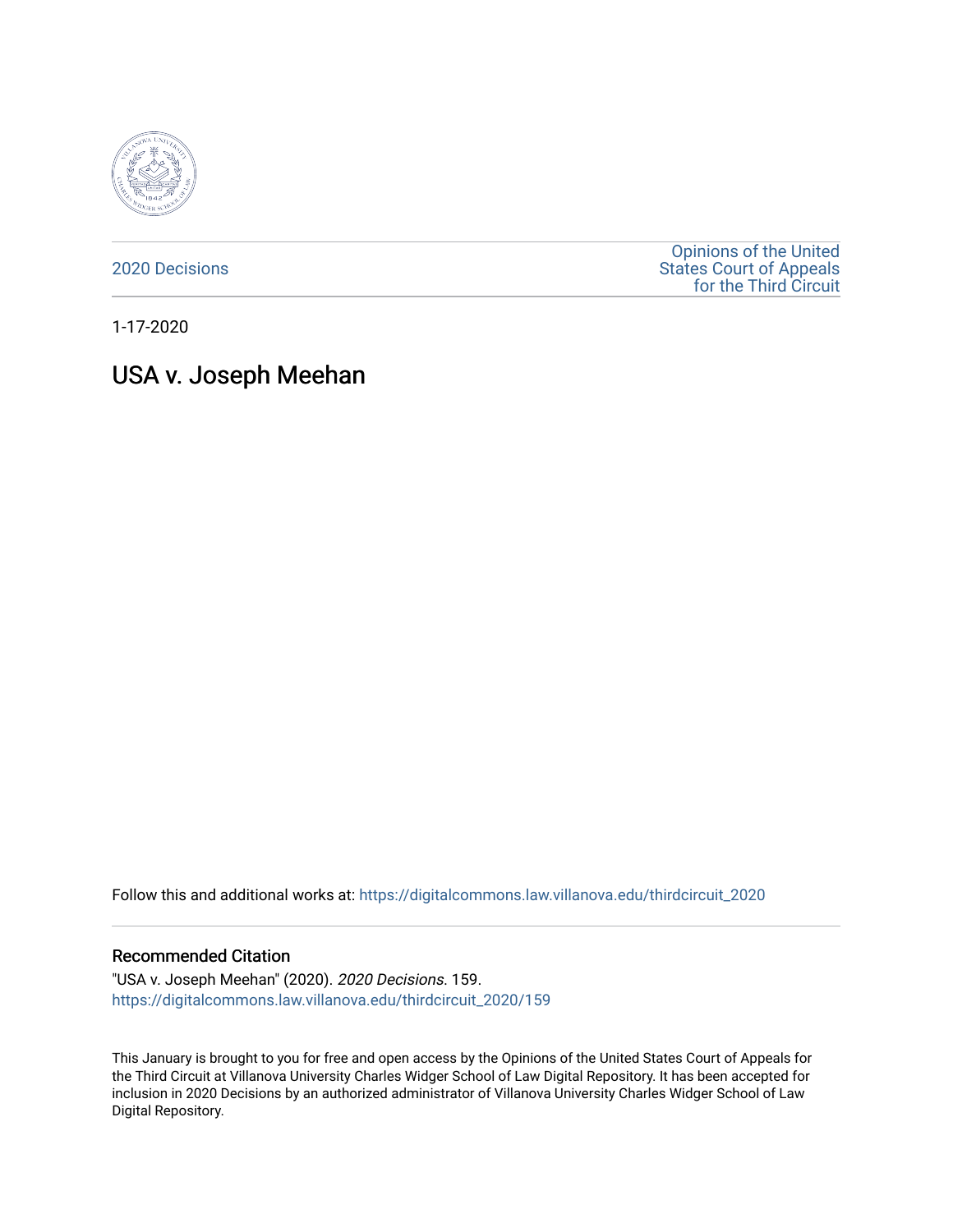2020 Decisions

Opinions of the United States Court of Appeals for the Third Circuit

1-17-2020

# USA v. Joseph Meehan

Follow this and additional works at: https://digitalcommons.law.villanova.edu/thirdcircuit_2020

## Recommended Citation

"USA v. Joseph Meehan" (2020). *2020 Decisions*. 159.
https://digitalcommons.law.villanova.edu/thirdcircuit_2020/159

This January is brought to you for free and open access by the Opinions of the United States Court of Appeals for the Third Circuit at Villanova University Charles Widger School of Law Digital Repository. It has been accepted for inclusion in 2020 Decisions by an authorized administrator of Villanova University Charles Widger School of Law Digital Repository.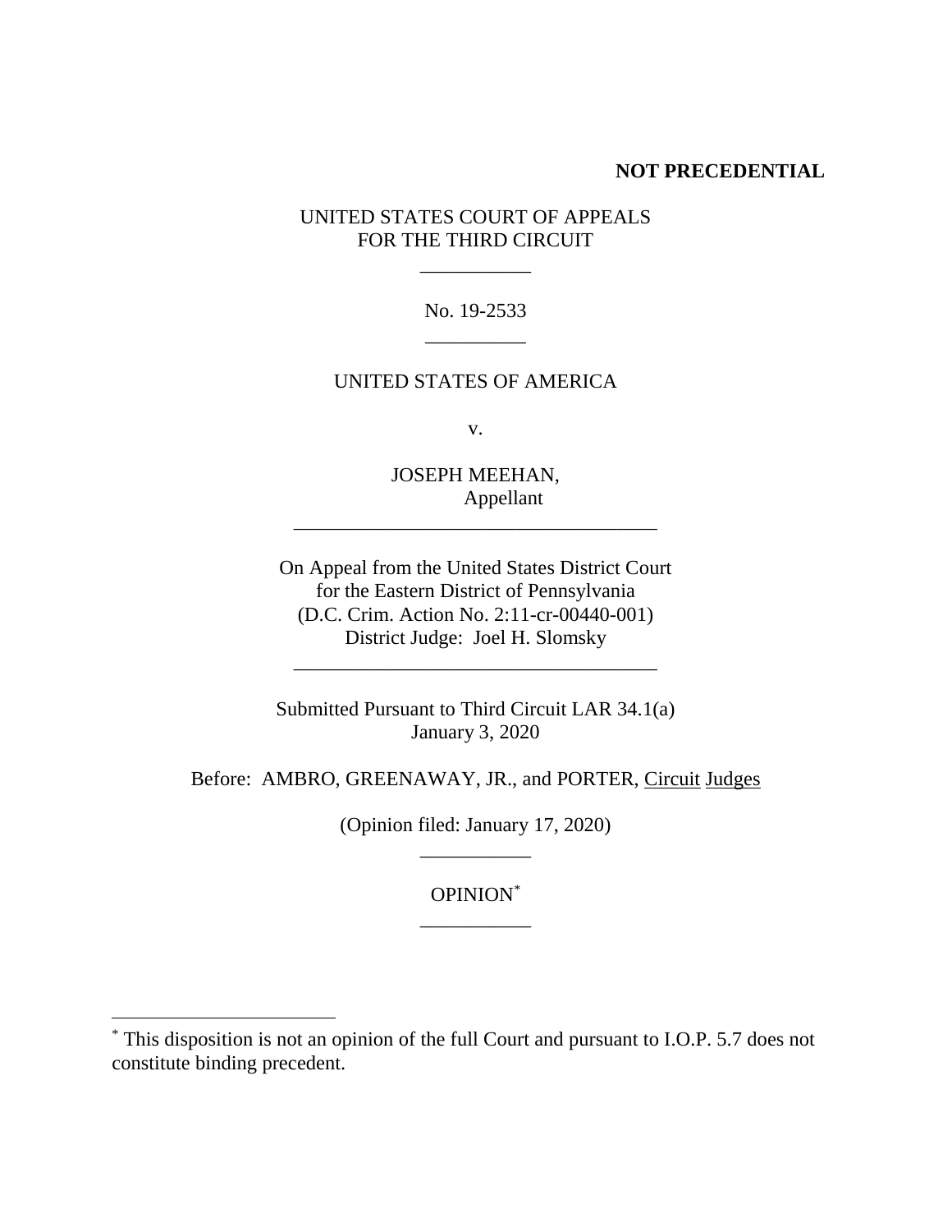**NOT PRECEDENTIAL**

UNITED STATES COURT OF APPEALS
FOR THE THIRD CIRCUIT

\_\_\_\_\_\_\_\_\_\_\_

No. 19-2533

\_\_\_\_\_\_\_\_\_\_

UNITED STATES OF AMERICA

v.

JOSEPH MEEHAN,
Appellant

\_\_\_\_\_\_\_\_\_\_\_\_\_\_\_\_\_\_\_\_\_\_\_\_\_\_\_\_\_\_\_\_\_\_\_\_

On Appeal from the United States District Court
for the Eastern District of Pennsylvania
(D.C. Crim. Action No. 2:11-cr-00440-001)
District Judge: Joel H. Slomsky

\_\_\_\_\_\_\_\_\_\_\_\_\_\_\_\_\_\_\_\_\_\_\_\_\_\_\_\_\_\_\_\_\_\_\_\_

Submitted Pursuant to Third Circuit LAR 34.1(a)
January 3, 2020

Before: AMBRO, GREENAWAY, JR., and PORTER, Circuit Judges

(Opinion filed: January 17, 2020)

\_\_\_\_\_\_\_\_\_\_\_

OPINION[*]

\_\_\_\_\_\_\_\_\_\_\_

[*] This disposition is not an opinion of the full Court and pursuant to I.O.P. 5.7 does not constitute binding precedent.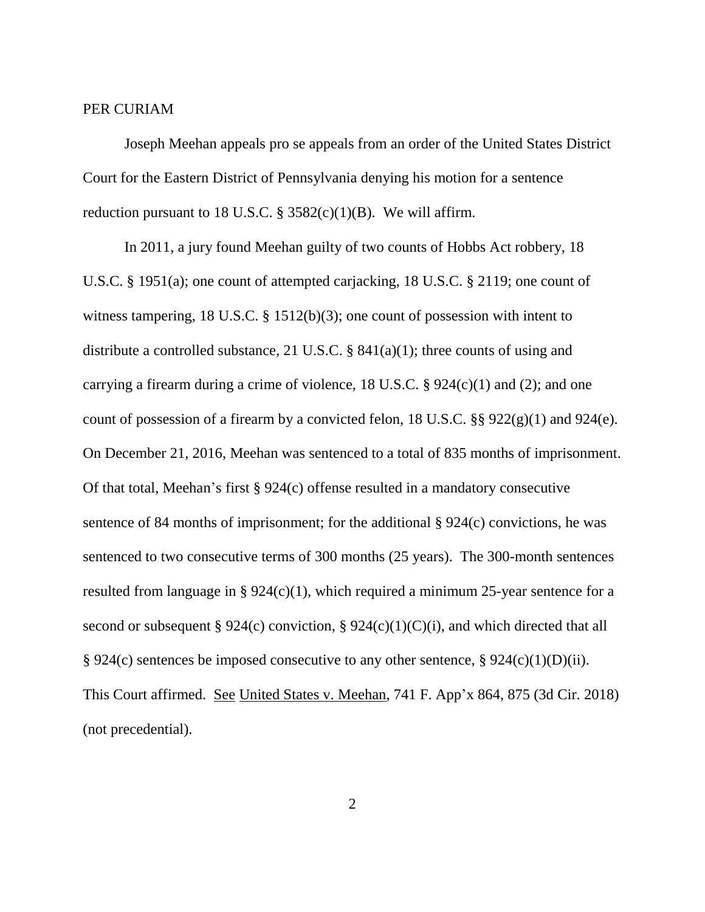PER CURIAM

Joseph Meehan appeals pro se appeals from an order of the United States District Court for the Eastern District of Pennsylvania denying his motion for a sentence reduction pursuant to 18 U.S.C. § 3582(c)(1)(B). We will affirm.

In 2011, a jury found Meehan guilty of two counts of Hobbs Act robbery, 18 U.S.C. § 1951(a); one count of attempted carjacking, 18 U.S.C. § 2119; one count of witness tampering, 18 U.S.C. § 1512(b)(3); one count of possession with intent to distribute a controlled substance, 21 U.S.C. § 841(a)(1); three counts of using and carrying a firearm during a crime of violence, 18 U.S.C. § 924(c)(1) and (2); and one count of possession of a firearm by a convicted felon, 18 U.S.C. §§ 922(g)(1) and 924(e). On December 21, 2016, Meehan was sentenced to a total of 835 months of imprisonment. Of that total, Meehan's first § 924(c) offense resulted in a mandatory consecutive sentence of 84 months of imprisonment; for the additional § 924(c) convictions, he was sentenced to two consecutive terms of 300 months (25 years). The 300-month sentences resulted from language in § 924(c)(1), which required a minimum 25-year sentence for a second or subsequent § 924(c) conviction, § 924(c)(1)(C)(i), and which directed that all § 924(c) sentences be imposed consecutive to any other sentence, § 924(c)(1)(D)(ii). This Court affirmed. See United States v. Meehan, 741 F. App'x 864, 875 (3d Cir. 2018) (not precedential).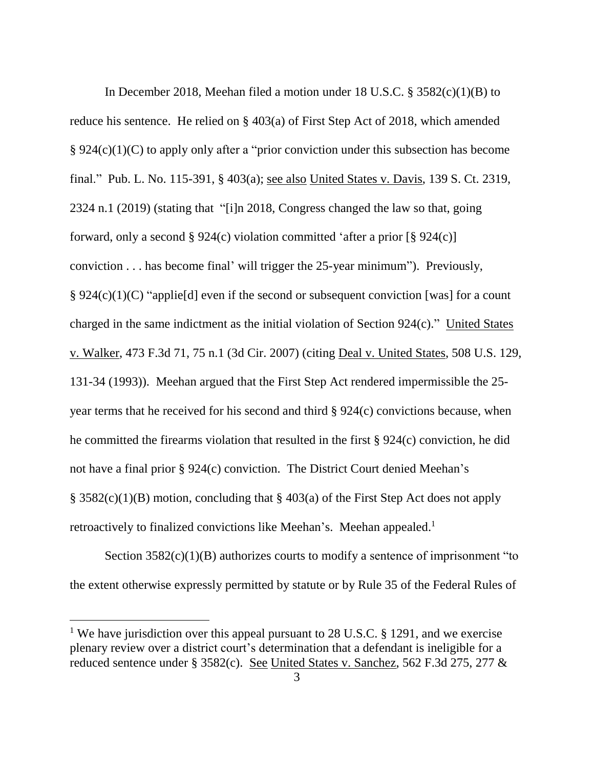In December 2018, Meehan filed a motion under 18 U.S.C. § 3582(c)(1)(B) to reduce his sentence. He relied on § 403(a) of First Step Act of 2018, which amended § 924(c)(1)(C) to apply only after a "prior conviction under this subsection has become final." Pub. L. No. 115-391, § 403(a); see also United States v. Davis, 139 S. Ct. 2319, 2324 n.1 (2019) (stating that "[i]n 2018, Congress changed the law so that, going forward, only a second § 924(c) violation committed 'after a prior [§ 924(c)] conviction . . . has become final' will trigger the 25-year minimum"). Previously, § 924(c)(1)(C) "applie[d] even if the second or subsequent conviction [was] for a count charged in the same indictment as the initial violation of Section 924(c)." United States v. Walker, 473 F.3d 71, 75 n.1 (3d Cir. 2007) (citing Deal v. United States, 508 U.S. 129, 131-34 (1993)). Meehan argued that the First Step Act rendered impermissible the 25-year terms that he received for his second and third § 924(c) convictions because, when he committed the firearms violation that resulted in the first § 924(c) conviction, he did not have a final prior § 924(c) conviction. The District Court denied Meehan's § 3582(c)(1)(B) motion, concluding that § 403(a) of the First Step Act does not apply retroactively to finalized convictions like Meehan's. Meehan appealed.[1]

Section 3582(c)(1)(B) authorizes courts to modify a sentence of imprisonment "to the extent otherwise expressly permitted by statute or by Rule 35 of the Federal Rules of

---

[1] We have jurisdiction over this appeal pursuant to 28 U.S.C. § 1291, and we exercise plenary review over a district court's determination that a defendant is ineligible for a reduced sentence under § 3582(c). See United States v. Sanchez, 562 F.3d 275, 277 &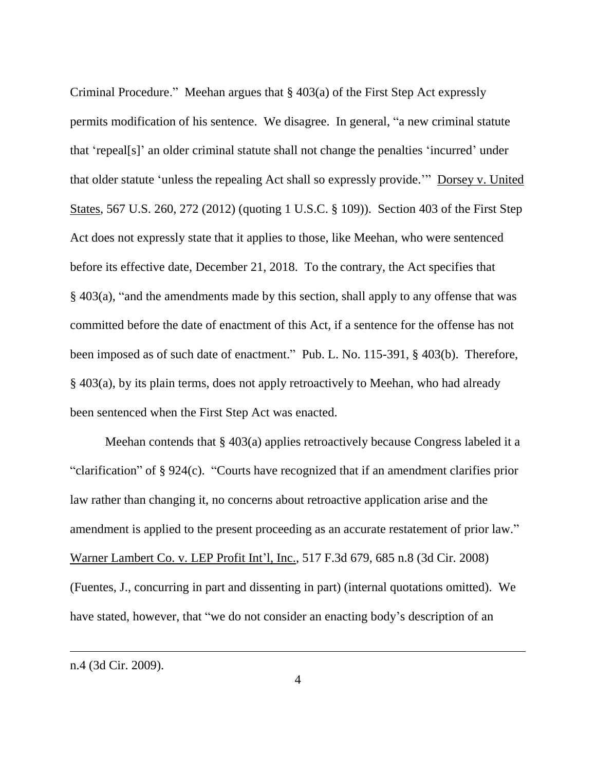Criminal Procedure." Meehan argues that § 403(a) of the First Step Act expressly permits modification of his sentence. We disagree. In general, "a new criminal statute that 'repeal[s]' an older criminal statute shall not change the penalties 'incurred' under that older statute 'unless the repealing Act shall so expressly provide.'" Dorsey v. United States, 567 U.S. 260, 272 (2012) (quoting 1 U.S.C. § 109)). Section 403 of the First Step Act does not expressly state that it applies to those, like Meehan, who were sentenced before its effective date, December 21, 2018. To the contrary, the Act specifies that § 403(a), "and the amendments made by this section, shall apply to any offense that was committed before the date of enactment of this Act, if a sentence for the offense has not been imposed as of such date of enactment." Pub. L. No. 115-391, § 403(b). Therefore, § 403(a), by its plain terms, does not apply retroactively to Meehan, who had already been sentenced when the First Step Act was enacted.

Meehan contends that § 403(a) applies retroactively because Congress labeled it a "clarification" of § 924(c). "Courts have recognized that if an amendment clarifies prior law rather than changing it, no concerns about retroactive application arise and the amendment is applied to the present proceeding as an accurate restatement of prior law." Warner Lambert Co. v. LEP Profit Int'l, Inc., 517 F.3d 679, 685 n.8 (3d Cir. 2008) (Fuentes, J., concurring in part and dissenting in part) (internal quotations omitted). We have stated, however, that "we do not consider an enacting body's description of an

---

n.4 (3d Cir. 2009).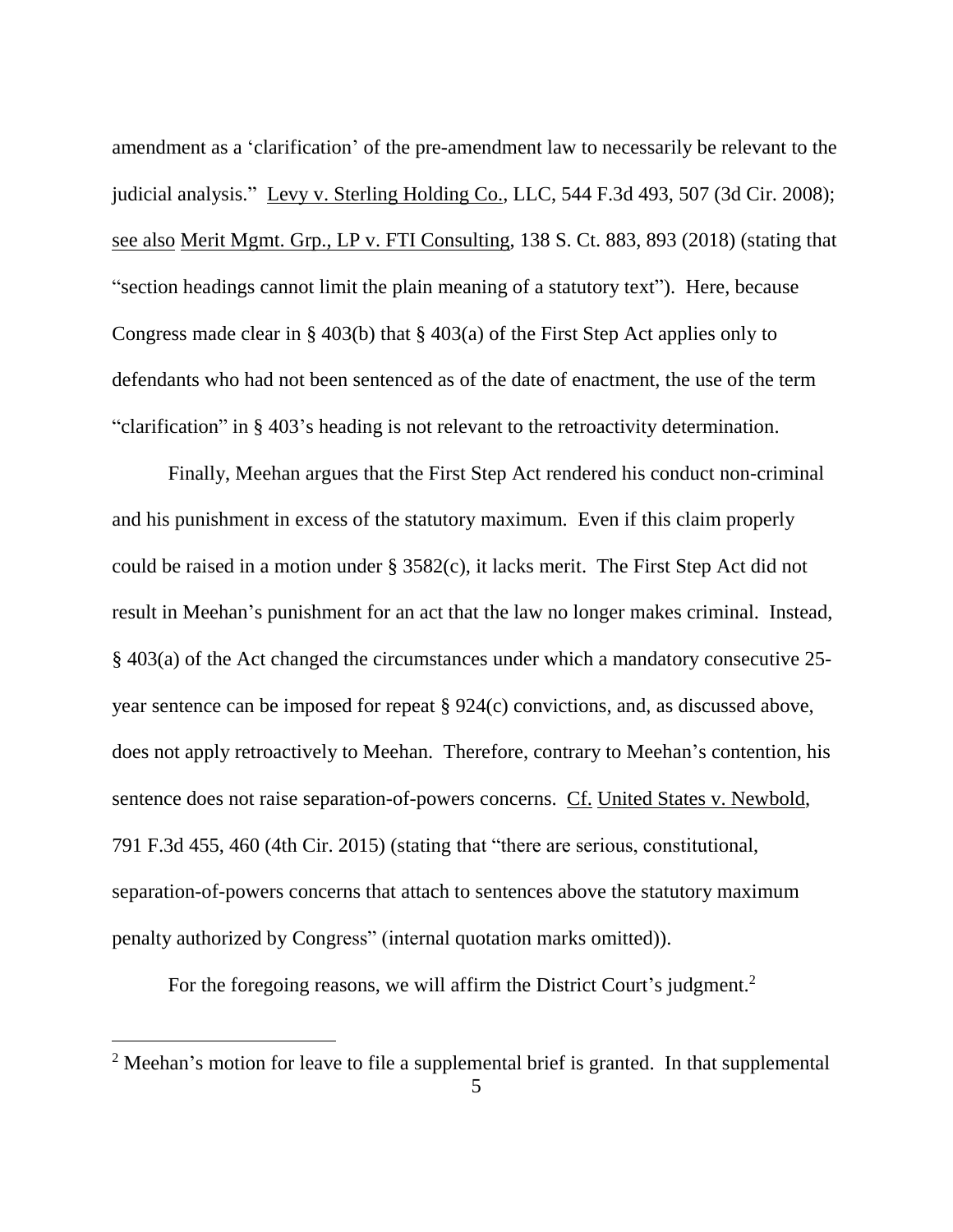amendment as a 'clarification' of the pre-amendment law to necessarily be relevant to the judicial analysis." Levy v. Sterling Holding Co., LLC, 544 F.3d 493, 507 (3d Cir. 2008); see also Merit Mgmt. Grp., LP v. FTI Consulting, 138 S. Ct. 883, 893 (2018) (stating that "section headings cannot limit the plain meaning of a statutory text"). Here, because Congress made clear in § 403(b) that § 403(a) of the First Step Act applies only to defendants who had not been sentenced as of the date of enactment, the use of the term "clarification" in § 403's heading is not relevant to the retroactivity determination.

Finally, Meehan argues that the First Step Act rendered his conduct non-criminal and his punishment in excess of the statutory maximum. Even if this claim properly could be raised in a motion under § 3582(c), it lacks merit. The First Step Act did not result in Meehan's punishment for an act that the law no longer makes criminal. Instead, § 403(a) of the Act changed the circumstances under which a mandatory consecutive 25-year sentence can be imposed for repeat § 924(c) convictions, and, as discussed above, does not apply retroactively to Meehan. Therefore, contrary to Meehan's contention, his sentence does not raise separation-of-powers concerns. Cf. United States v. Newbold, 791 F.3d 455, 460 (4th Cir. 2015) (stating that "there are serious, constitutional, separation-of-powers concerns that attach to sentences above the statutory maximum penalty authorized by Congress" (internal quotation marks omitted)).

For the foregoing reasons, we will affirm the District Court's judgment.[2]

---

[2] Meehan's motion for leave to file a supplemental brief is granted. In that supplemental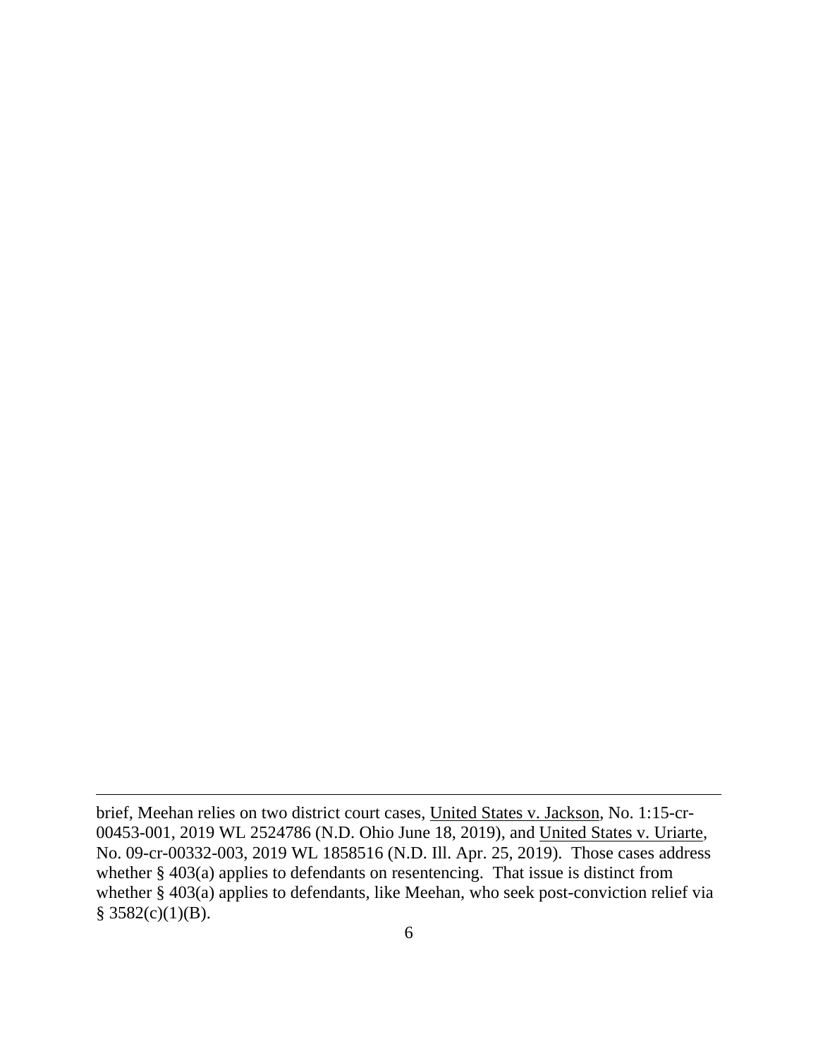brief, Meehan relies on two district court cases, United States v. Jackson, No. 1:15-cr-00453-001, 2019 WL 2524786 (N.D. Ohio June 18, 2019), and United States v. Uriarte, No. 09-cr-00332-003, 2019 WL 1858516 (N.D. Ill. Apr. 25, 2019). Those cases address whether § 403(a) applies to defendants on resentencing. That issue is distinct from whether § 403(a) applies to defendants, like Meehan, who seek post-conviction relief via § 3582(c)(1)(B).